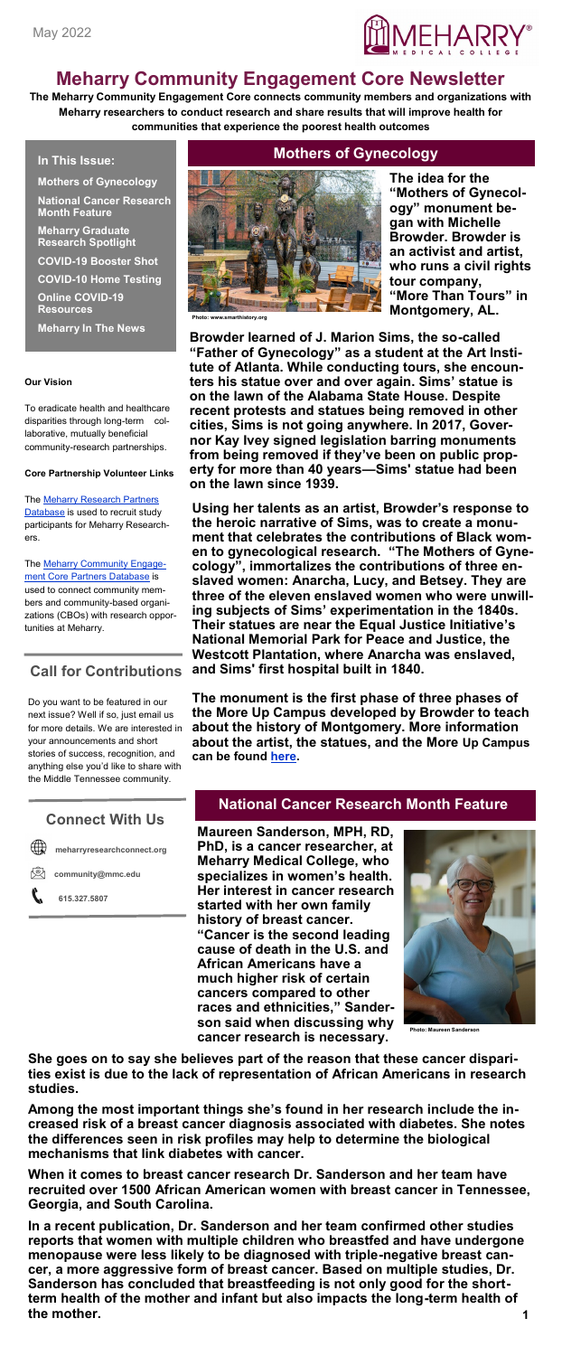May 2022

# Meharry Community Engagement Core Newsletter

**The Meharry Community Engagement Core connects community members and organizations with Meharry researchers to conduct research and share results that will improve health for communities that experience the poorest health outcomes**

## In This Issue:

**Mothers of Gynecology**

**National Cancer Research Month Feature**

**Meharry Graduate Research Spotlight**

**COVID-19 Booster Shot**

**COVID-10 Home Testing**

**Online COVID-19 Resources**

**Meharry In The News**

**Our Vision**

To eradicate health and healthcare disparities through long-term collaborative, mutually beneficial community-research partnerships.

**Core Partnership Volunteer Links**

The Meharry Research Partners Database is used to recruit study participants for Meharry Researchers.

The Meharry Community Engagement Core Partners Database is used to connect community members and community-based organizations (CBOs) with research opportunities at Meharry.

## Call for Contributions

Do you want to be featured in our next issue? Well if so, just email us for more details. We are interested in your announcements and short stories of success, recognition, and anything else you'd like to share with the Middle Tennessee community.

## Connect With Us

meharryresearchconnect.org

community@mmc.edu

615.327.5807

## Mothers of Gynecology

Photo: www.smarthistory.org

**The idea for the "Mothers of Gynecology" monument began with Michelle Browder. Browder is an activist and artist, who runs a civil rights tour company, "More Than Tours" in Montgomery, AL.**

**Browder learned of J. Marion Sims, the so-called "Father of Gynecology" as a student at the Art Institute of Atlanta. While conducting tours, she encounters his statue over and over again. Sims' statue is on the lawn of the Alabama State House. Despite recent protests and statues being removed in other cities, Sims is not going anywhere. In 2017, Governor Kay Ivey signed legislation barring monuments from being removed if they've been on public property for more than 40 years—Sims' statue had been on the lawn since 1939.**

**Using her talents as an artist, Browder's response to the heroic narrative of Sims, was to create a monument that celebrates the contributions of Black women to gynecological research. "The Mothers of Gynecology", immortalizes the contributions of three enslaved women: Anarcha, Lucy, and Betsey. They are three of the eleven enslaved women who were unwilling subjects of Sims' experimentation in the 1840s. Their statues are near the Equal Justice Initiative's National Memorial Park for Peace and Justice, the Westcott Plantation, where Anarcha was enslaved, and Sims' first hospital built in 1840.**

**The monument is the first phase of three phases of the More Up Campus developed by Browder to teach about the history of Montgomery. More information about the artist, the statues, and the More Up Campus can be found here.**

## National Cancer Research Month Feature

**Maureen Sanderson, MPH, RD, PhD, is a cancer researcher, at Meharry Medical College, who specializes in women's health. Her interest in cancer research started with her own family history of breast cancer. "Cancer is the second leading cause of death in the U.S. and African Americans have a much higher risk of certain cancers compared to other races and ethnicities," Sanderson said when discussing why cancer research is necessary.**

Photo: Maureen Sanderson

**She goes on to say she believes part of the reason that these cancer disparities exist is due to the lack of representation of African Americans in research studies.**

**Among the most important things she's found in her research include the increased risk of a breast cancer diagnosis associated with diabetes. She notes the differences seen in risk profiles may help to determine the biological mechanisms that link diabetes with cancer.**

**When it comes to breast cancer research Dr. Sanderson and her team have recruited over 1500 African American women with breast cancer in Tennessee, Georgia, and South Carolina.**

**In a recent publication, Dr. Sanderson and her team confirmed other studies reports that women with multiple children who breastfed and have undergone menopause were less likely to be diagnosed with triple-negative breast cancer, a more aggressive form of breast cancer. Based on multiple studies, Dr. Sanderson has concluded that breastfeeding is not only good for the short-term health of the mother and infant but also impacts the long-term health of the mother.**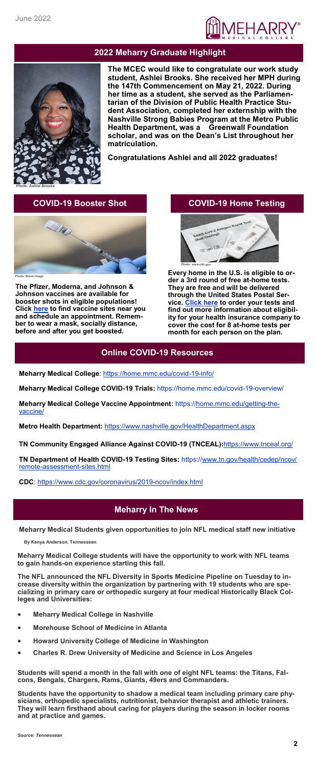## 2022 Meharry Graduate Highlight

*Photo: Ashlei Brooks*

**The MCEC would like to congratulate our work study student, Ashlei Brooks. She received her MPH during the 147th Commencement on May 21, 2022. During her time as a student, she served as the Parliamentarian of the Division of Public Health Practice Student Association, completed her externship with the Nashville Strong Babies Program at the Metro Public Health Department, was a Greenwall Foundation scholar, and was on the Dean's List throughout her matriculation.**

**Congratulations Ashlei and all 2022 graduates!**

## COVID-19 Booster Shot

*Photo: Stock Image*

**The Pfizer, Moderna, and Johnson & Johnson vaccines are available for booster shots in eligible populations! Click here to find vaccine sites near you and schedule an appointment. Remember to wear a mask, socially distance, before and after you get boosted.**

## COVID-19 Home Testing

*Photo: www.cdc.gov*

**Every home in the U.S. is eligible to order a 3rd round of free at-home tests. They are free and will be delivered through the United States Postal Service. Click here to order your tests and find out more information about eligibility for your health insurance company to cover the cost for 8 at-home tests per month for each person on the plan.**

## Online COVID-19 Resources

**Meharry Medical College**: https://home.mmc.edu/covid-19-info/

**Meharry Medical College COVID-19 Trials:** https://home.mmc.edu/covid-19-overview/

**Meharry Medical College Vaccine Appointment**: https://home.mmc.edu/getting-the-vaccine/

**Metro Health Department:** https://www.nashville.gov/HealthDepartment.aspx

**TN Community Engaged Alliance Against COVID-19 (TNCEAL):**https://www.tnceal.org/

**TN Department of Health COVID-19 Testing Sites:** https://www.tn.gov/health/cedep/ncov/remote-assessment-sites.html

**CDC**: https://www.cdc.gov/coronavirus/2019-ncov/index.html

## Meharry In The News

**Meharry Medical Students given opportunities to join NFL medical staff new initiative**

**By Kenya Anderson, Tennessean**

**Meharry Medical College students will have the opportunity to work with NFL teams to gain hands-on experience starting this fall.**

**The NFL announced the NFL Diversity in Sports Medicine Pipeline on Tuesday to increase diversity within the organization by partnering with 19 students who are specializing in primary care or orthopedic surgery at four medical Historically Black Colleges and Universities:**

- **Meharry Medical College in Nashville**
- **Morehouse School of Medicine in Atlanta**
- **Howard University College of Medicine in Washington**
- **Charles R. Drew University of Medicine and Science in Los Angeles**

**Students will spend a month in the fall with one of eight NFL teams: the Titans, Falcons, Bengals, Chargers, Rams, Giants, 49ers and Commanders.**

**Students have the opportunity to shadow a medical team including primary care physicians, orthopedic specialists, nutritionist, behavior therapist and athletic trainers. They will learn firsthand about caring for players during the season in locker rooms and at practice and games.**

*Source: Tennessean*